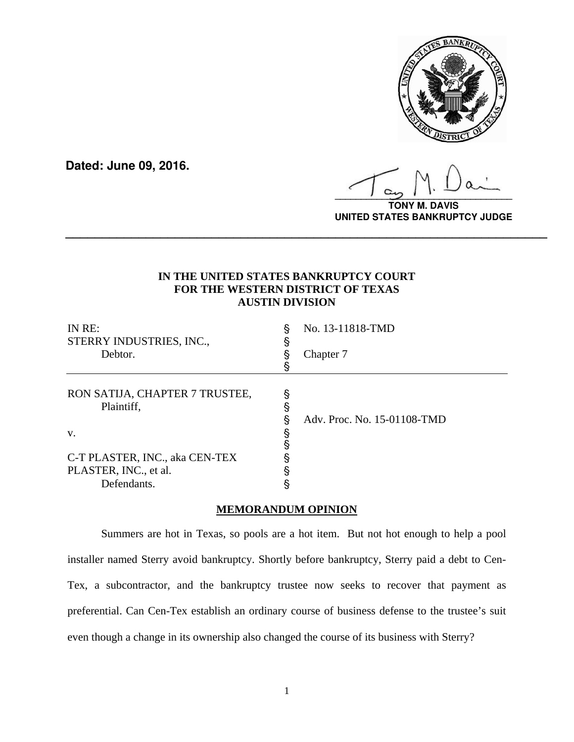**Dated: June 09, 2016.**

**TONY M. DAVIS**
**UNITED STATES BANKRUPTCY JUDGE**

---

**IN THE UNITED STATES BANKRUPTCY COURT**
**FOR THE WESTERN DISTRICT OF TEXAS**
**AUSTIN DIVISION**

| | | |
|---|---|---|
| IN RE: | § | No. 13-11818-TMD |
| STERRY INDUSTRIES, INC., | § | |
| Debtor. | § | Chapter 7 |
| | § | |

| | | |
|---|---|---|
| RON SATIJA, CHAPTER 7 TRUSTEE, | § | |
| Plaintiff, | § | |
| | § | Adv. Proc. No. 15-01108-TMD |
| v. | § | |
| | § | |
| C-T PLASTER, INC., aka CEN-TEX | § | |
| PLASTER, INC., et al. | § | |
| Defendants. | § | |

**MEMORANDUM OPINION**

Summers are hot in Texas, so pools are a hot item. But not hot enough to help a pool installer named Sterry avoid bankruptcy. Shortly before bankruptcy, Sterry paid a debt to Cen-Tex, a subcontractor, and the bankruptcy trustee now seeks to recover that payment as preferential. Can Cen-Tex establish an ordinary course of business defense to the trustee's suit even though a change in its ownership also changed the course of its business with Sterry?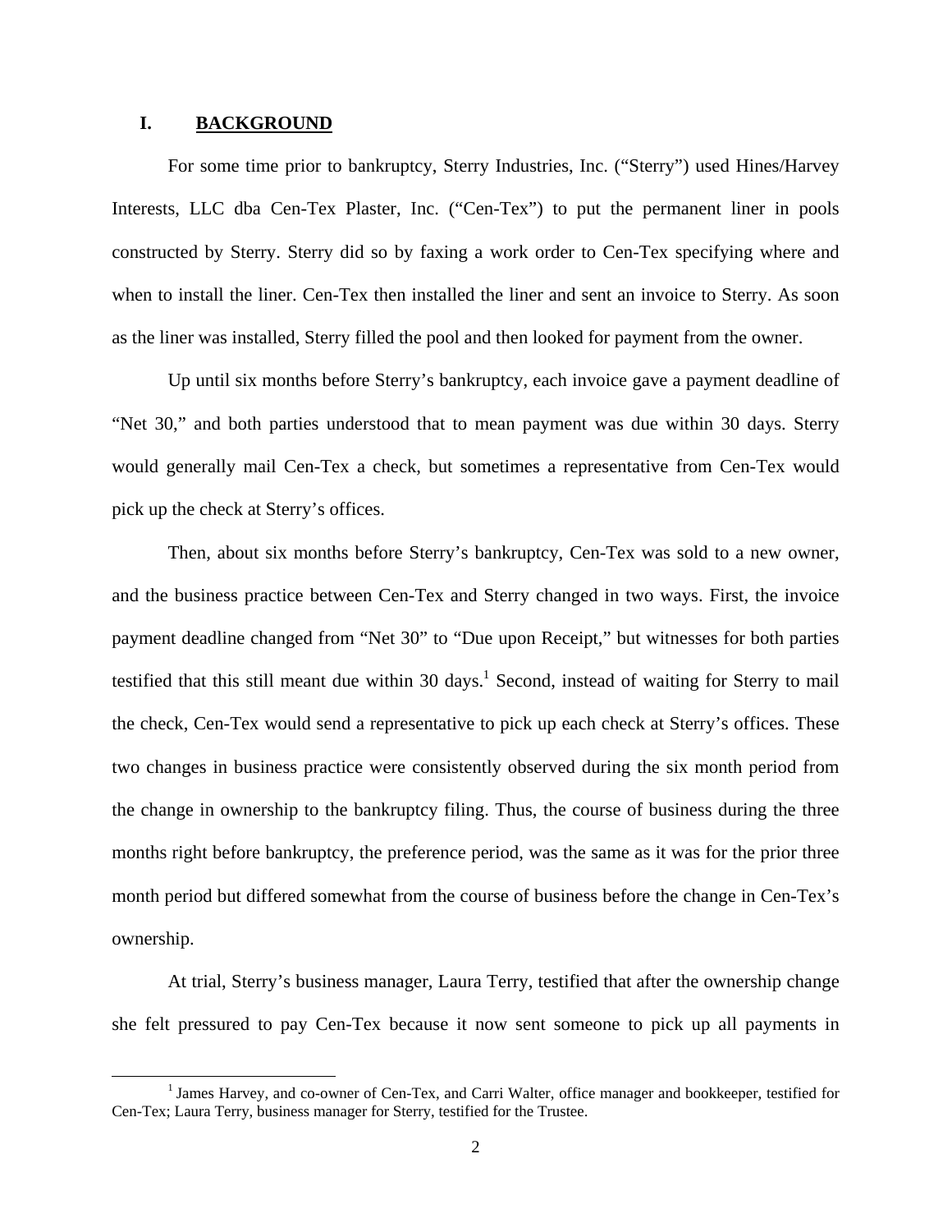## I. BACKGROUND

For some time prior to bankruptcy, Sterry Industries, Inc. ("Sterry") used Hines/Harvey Interests, LLC dba Cen-Tex Plaster, Inc. ("Cen-Tex") to put the permanent liner in pools constructed by Sterry. Sterry did so by faxing a work order to Cen-Tex specifying where and when to install the liner. Cen-Tex then installed the liner and sent an invoice to Sterry. As soon as the liner was installed, Sterry filled the pool and then looked for payment from the owner.

Up until six months before Sterry's bankruptcy, each invoice gave a payment deadline of "Net 30," and both parties understood that to mean payment was due within 30 days. Sterry would generally mail Cen-Tex a check, but sometimes a representative from Cen-Tex would pick up the check at Sterry's offices.

Then, about six months before Sterry's bankruptcy, Cen-Tex was sold to a new owner, and the business practice between Cen-Tex and Sterry changed in two ways. First, the invoice payment deadline changed from "Net 30" to "Due upon Receipt," but witnesses for both parties testified that this still meant due within 30 days.[1] Second, instead of waiting for Sterry to mail the check, Cen-Tex would send a representative to pick up each check at Sterry's offices. These two changes in business practice were consistently observed during the six month period from the change in ownership to the bankruptcy filing. Thus, the course of business during the three months right before bankruptcy, the preference period, was the same as it was for the prior three month period but differed somewhat from the course of business before the change in Cen-Tex's ownership.

At trial, Sterry's business manager, Laura Terry, testified that after the ownership change she felt pressured to pay Cen-Tex because it now sent someone to pick up all payments in

[1] James Harvey, and co-owner of Cen-Tex, and Carri Walter, office manager and bookkeeper, testified for Cen-Tex; Laura Terry, business manager for Sterry, testified for the Trustee.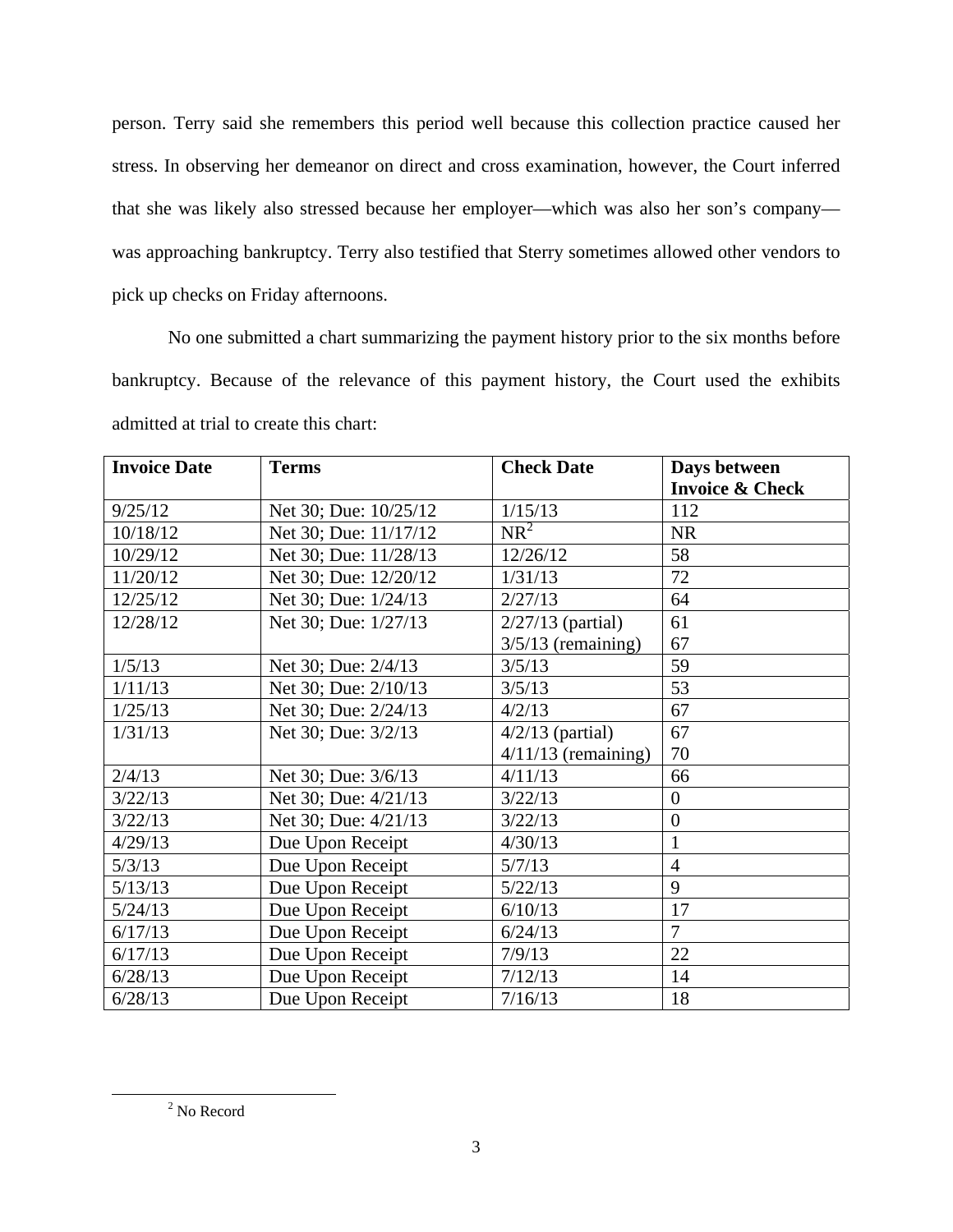person. Terry said she remembers this period well because this collection practice caused her stress. In observing her demeanor on direct and cross examination, however, the Court inferred that she was likely also stressed because her employer—which was also her son's company—was approaching bankruptcy. Terry also testified that Sterry sometimes allowed other vendors to pick up checks on Friday afternoons.

No one submitted a chart summarizing the payment history prior to the six months before bankruptcy. Because of the relevance of this payment history, the Court used the exhibits admitted at trial to create this chart:

| Invoice Date | Terms | Check Date | Days between Invoice & Check |
|---|---|---|---|
| 9/25/12 | Net 30; Due: 10/25/12 | 1/15/13 | 112 |
| 10/18/12 | Net 30; Due: 11/17/12 | NR[2] | NR |
| 10/29/12 | Net 30; Due: 11/28/13 | 12/26/12 | 58 |
| 11/20/12 | Net 30; Due: 12/20/12 | 1/31/13 | 72 |
| 12/25/12 | Net 30; Due: 1/24/13 | 2/27/13 | 64 |
| 12/28/12 | Net 30; Due: 1/27/13 | 2/27/13 (partial)<br>3/5/13 (remaining) | 61<br>67 |
| 1/5/13 | Net 30; Due: 2/4/13 | 3/5/13 | 59 |
| 1/11/13 | Net 30; Due: 2/10/13 | 3/5/13 | 53 |
| 1/25/13 | Net 30; Due: 2/24/13 | 4/2/13 | 67 |
| 1/31/13 | Net 30; Due: 3/2/13 | 4/2/13 (partial)<br>4/11/13 (remaining) | 67<br>70 |
| 2/4/13 | Net 30; Due: 3/6/13 | 4/11/13 | 66 |
| 3/22/13 | Net 30; Due: 4/21/13 | 3/22/13 | 0 |
| 3/22/13 | Net 30; Due: 4/21/13 | 3/22/13 | 0 |
| 4/29/13 | Due Upon Receipt | 4/30/13 | 1 |
| 5/3/13 | Due Upon Receipt | 5/7/13 | 4 |
| 5/13/13 | Due Upon Receipt | 5/22/13 | 9 |
| 5/24/13 | Due Upon Receipt | 6/10/13 | 17 |
| 6/17/13 | Due Upon Receipt | 6/24/13 | 7 |
| 6/17/13 | Due Upon Receipt | 7/9/13 | 22 |
| 6/28/13 | Due Upon Receipt | 7/12/13 | 14 |
| 6/28/13 | Due Upon Receipt | 7/16/13 | 18 |

[2] No Record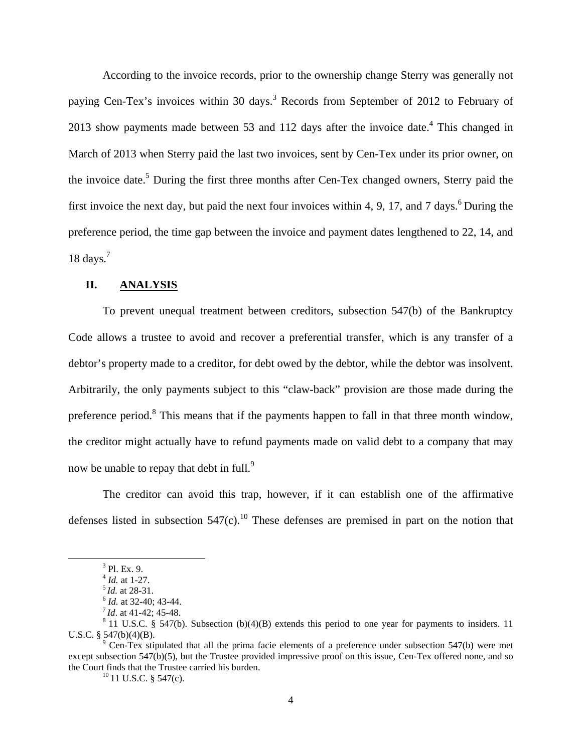According to the invoice records, prior to the ownership change Sterry was generally not paying Cen-Tex's invoices within 30 days.[3] Records from September of 2012 to February of 2013 show payments made between 53 and 112 days after the invoice date.[4] This changed in March of 2013 when Sterry paid the last two invoices, sent by Cen-Tex under its prior owner, on the invoice date.[5] During the first three months after Cen-Tex changed owners, Sterry paid the first invoice the next day, but paid the next four invoices within 4, 9, 17, and 7 days.[6] During the preference period, the time gap between the invoice and payment dates lengthened to 22, 14, and 18 days.[7]

## II. ANALYSIS

To prevent unequal treatment between creditors, subsection 547(b) of the Bankruptcy Code allows a trustee to avoid and recover a preferential transfer, which is any transfer of a debtor's property made to a creditor, for debt owed by the debtor, while the debtor was insolvent. Arbitrarily, the only payments subject to this "claw-back" provision are those made during the preference period.[8] This means that if the payments happen to fall in that three month window, the creditor might actually have to refund payments made on valid debt to a company that may now be unable to repay that debt in full.[9]

The creditor can avoid this trap, however, if it can establish one of the affirmative defenses listed in subsection 547(c).[10] These defenses are premised in part on the notion that

---

[3] Pl. Ex. 9.

[4] *Id.* at 1-27.

[5] *Id.* at 28-31.

[6] *Id.* at 32-40; 43-44.

[7] *Id*. at 41-42; 45-48.

[8] 11 U.S.C. § 547(b). Subsection (b)(4)(B) extends this period to one year for payments to insiders. 11 U.S.C. § 547(b)(4)(B).

[9] Cen-Tex stipulated that all the prima facie elements of a preference under subsection 547(b) were met except subsection 547(b)(5), but the Trustee provided impressive proof on this issue, Cen-Tex offered none, and so the Court finds that the Trustee carried his burden.

[10] 11 U.S.C. § 547(c).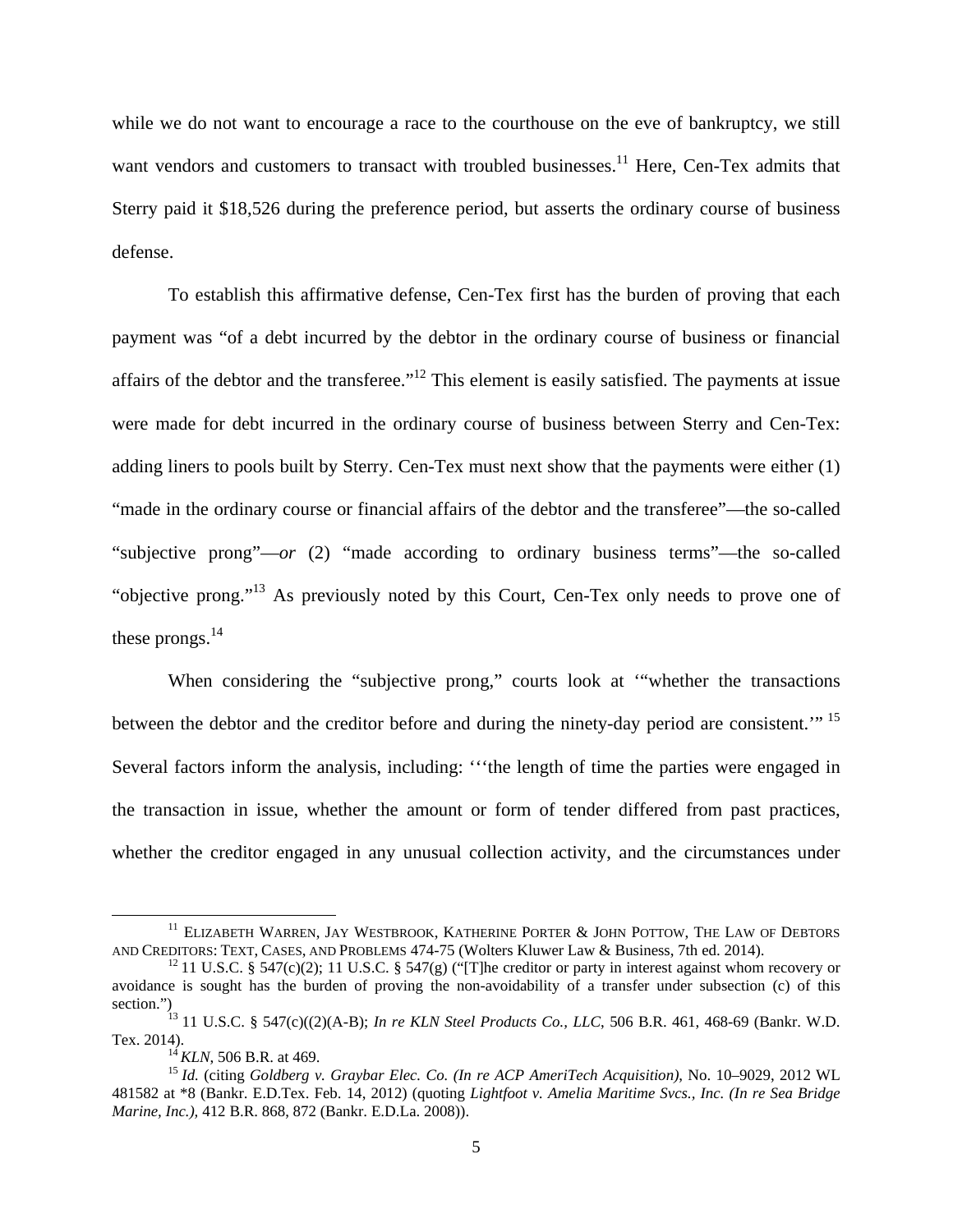while we do not want to encourage a race to the courthouse on the eve of bankruptcy, we still want vendors and customers to transact with troubled businesses.[11] Here, Cen-Tex admits that Sterry paid it $18,526 during the preference period, but asserts the ordinary course of business defense.

To establish this affirmative defense, Cen-Tex first has the burden of proving that each payment was "of a debt incurred by the debtor in the ordinary course of business or financial affairs of the debtor and the transferee."[12] This element is easily satisfied. The payments at issue were made for debt incurred in the ordinary course of business between Sterry and Cen-Tex: adding liners to pools built by Sterry. Cen-Tex must next show that the payments were either (1) "made in the ordinary course or financial affairs of the debtor and the transferee"—the so-called "subjective prong"—*or* (2) "made according to ordinary business terms"—the so-called "objective prong."[13] As previously noted by this Court, Cen-Tex only needs to prove one of these prongs.[14]

When considering the "subjective prong," courts look at '"whether the transactions between the debtor and the creditor before and during the ninety-day period are consistent.'" [15] Several factors inform the analysis, including: '''the length of time the parties were engaged in the transaction in issue, whether the amount or form of tender differed from past practices, whether the creditor engaged in any unusual collection activity, and the circumstances under

---

[11] Elizabeth Warren, Jay Westbrook, Katherine Porter & John Pottow, The Law of Debtors and Creditors: Text, Cases, and Problems 474-75 (Wolters Kluwer Law & Business, 7th ed. 2014).

[12] 11 U.S.C. § 547(c)(2); 11 U.S.C. § 547(g) ("[T]he creditor or party in interest against whom recovery or avoidance is sought has the burden of proving the non-avoidability of a transfer under subsection (c) of this section.")

[13] 11 U.S.C. § 547(c)((2)(A-B); *In re KLN Steel Products Co., LLC*, 506 B.R. 461, 468-69 (Bankr. W.D. Tex. 2014).

[14] *KLN*, 506 B.R. at 469.

[15] *Id.* (citing *Goldberg v. Graybar Elec. Co. (In re ACP AmeriTech Acquisition)*, No. 10–9029, 2012 WL 481582 at *8 (Bankr. E.D.Tex. Feb. 14, 2012) (quoting *Lightfoot v. Amelia Maritime Svcs., Inc. (In re Sea Bridge Marine, Inc.)*, 412 B.R. 868, 872 (Bankr. E.D.La. 2008)).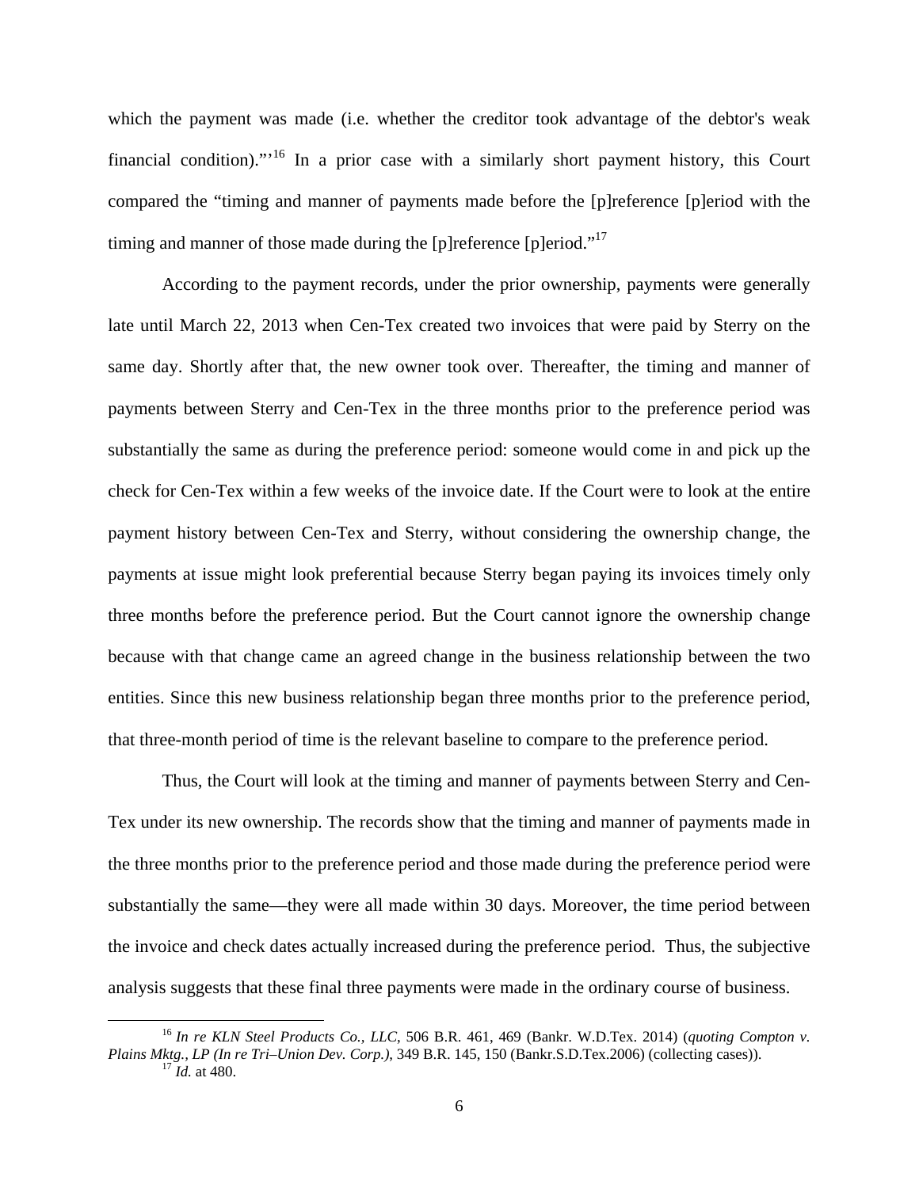which the payment was made (i.e. whether the creditor took advantage of the debtor's weak financial condition).”'[16] In a prior case with a similarly short payment history, this Court compared the “timing and manner of payments made before the [p]reference [p]eriod with the timing and manner of those made during the [p]reference [p]eriod.”[17]

According to the payment records, under the prior ownership, payments were generally late until March 22, 2013 when Cen-Tex created two invoices that were paid by Sterry on the same day. Shortly after that, the new owner took over. Thereafter, the timing and manner of payments between Sterry and Cen-Tex in the three months prior to the preference period was substantially the same as during the preference period: someone would come in and pick up the check for Cen-Tex within a few weeks of the invoice date. If the Court were to look at the entire payment history between Cen-Tex and Sterry, without considering the ownership change, the payments at issue might look preferential because Sterry began paying its invoices timely only three months before the preference period. But the Court cannot ignore the ownership change because with that change came an agreed change in the business relationship between the two entities. Since this new business relationship began three months prior to the preference period, that three-month period of time is the relevant baseline to compare to the preference period.

Thus, the Court will look at the timing and manner of payments between Sterry and Cen-Tex under its new ownership. The records show that the timing and manner of payments made in the three months prior to the preference period and those made during the preference period were substantially the same—they were all made within 30 days. Moreover, the time period between the invoice and check dates actually increased during the preference period. Thus, the subjective analysis suggests that these final three payments were made in the ordinary course of business.

---

[16] *In re KLN Steel Products Co., LLC*, 506 B.R. 461, 469 (Bankr. W.D.Tex. 2014) (*quoting Compton v. Plains Mktg., LP (In re Tri–Union Dev. Corp.)*, 349 B.R. 145, 150 (Bankr.S.D.Tex.2006) (collecting cases)).

[17] *Id.* at 480.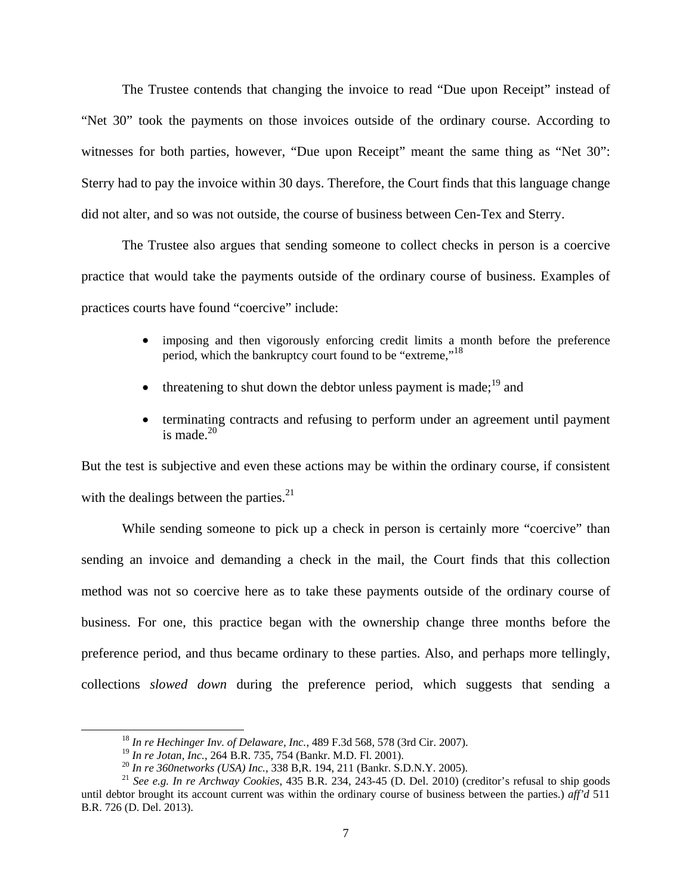The Trustee contends that changing the invoice to read "Due upon Receipt" instead of "Net 30" took the payments on those invoices outside of the ordinary course. According to witnesses for both parties, however, "Due upon Receipt" meant the same thing as "Net 30": Sterry had to pay the invoice within 30 days. Therefore, the Court finds that this language change did not alter, and so was not outside, the course of business between Cen-Tex and Sterry.

The Trustee also argues that sending someone to collect checks in person is a coercive practice that would take the payments outside of the ordinary course of business. Examples of practices courts have found "coercive" include:

- imposing and then vigorously enforcing credit limits a month before the preference period, which the bankruptcy court found to be "extreme,"[18]
- threatening to shut down the debtor unless payment is made;[19] and
- terminating contracts and refusing to perform under an agreement until payment is made.[20]

But the test is subjective and even these actions may be within the ordinary course, if consistent with the dealings between the parties.[21]

While sending someone to pick up a check in person is certainly more "coercive" than sending an invoice and demanding a check in the mail, the Court finds that this collection method was not so coercive here as to take these payments outside of the ordinary course of business. For one, this practice began with the ownership change three months before the preference period, and thus became ordinary to these parties. Also, and perhaps more tellingly, collections *slowed down* during the preference period, which suggests that sending a

---

[18] *In re Hechinger Inv. of Delaware, Inc.*, 489 F.3d 568, 578 (3rd Cir. 2007).

[19] *In re Jotan, Inc.*, 264 B.R. 735, 754 (Bankr. M.D. Fl. 2001).

[20] *In re 360networks (USA) Inc.*, 338 B,R. 194, 211 (Bankr. S.D.N.Y. 2005).

[21] *See e.g. In re Archway Cookies*, 435 B.R. 234, 243-45 (D. Del. 2010) (creditor's refusal to ship goods until debtor brought its account current was within the ordinary course of business between the parties.) *aff'd* 511 B.R. 726 (D. Del. 2013).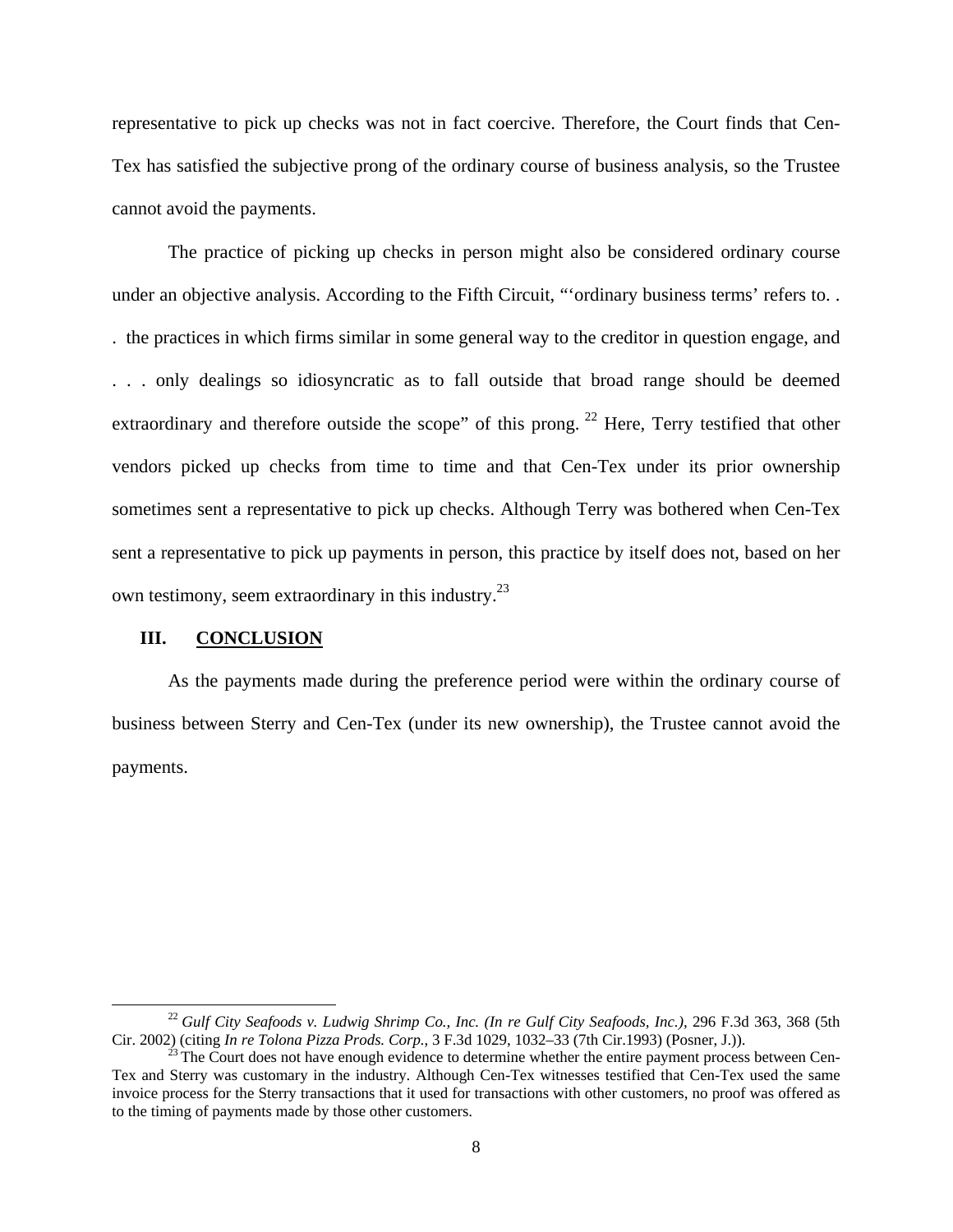representative to pick up checks was not in fact coercive. Therefore, the Court finds that Cen-Tex has satisfied the subjective prong of the ordinary course of business analysis, so the Trustee cannot avoid the payments.

The practice of picking up checks in person might also be considered ordinary course under an objective analysis. According to the Fifth Circuit, "'ordinary business terms' refers to. . . the practices in which firms similar in some general way to the creditor in question engage, and . . . only dealings so idiosyncratic as to fall outside that broad range should be deemed extraordinary and therefore outside the scope" of this prong.[22] Here, Terry testified that other vendors picked up checks from time to time and that Cen-Tex under its prior ownership sometimes sent a representative to pick up checks. Although Terry was bothered when Cen-Tex sent a representative to pick up payments in person, this practice by itself does not, based on her own testimony, seem extraordinary in this industry.[23]

## III. CONCLUSION

As the payments made during the preference period were within the ordinary course of business between Sterry and Cen-Tex (under its new ownership), the Trustee cannot avoid the payments.

---

[22] *Gulf City Seafoods v. Ludwig Shrimp Co., Inc. (In re Gulf City Seafoods, Inc.)*, 296 F.3d 363, 368 (5th Cir. 2002) (citing *In re Tolona Pizza Prods. Corp.*, 3 F.3d 1029, 1032–33 (7th Cir.1993) (Posner, J.)).

[23] The Court does not have enough evidence to determine whether the entire payment process between Cen-Tex and Sterry was customary in the industry. Although Cen-Tex witnesses testified that Cen-Tex used the same invoice process for the Sterry transactions that it used for transactions with other customers, no proof was offered as to the timing of payments made by those other customers.